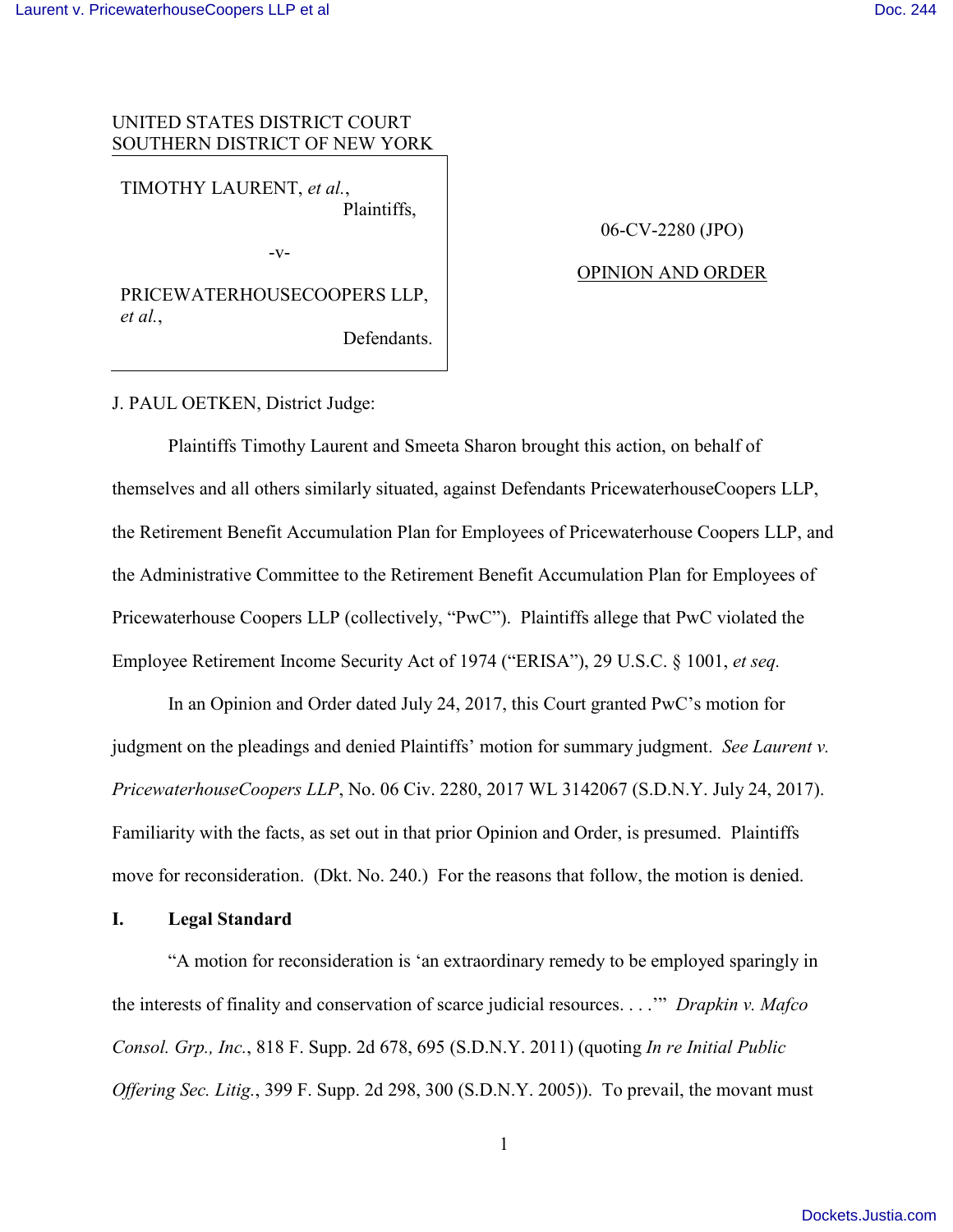UNITED STATES DISTRICT COURT
SOUTHERN DISTRICT OF NEW YORK

TIMOTHY LAURENT, *et al.*,
Plaintiffs,

-v-

PRICEWATERHOUSECOOPERS LLP, *et al.*,
Defendants.

06-CV-2280 (JPO)

OPINION AND ORDER

J. PAUL OETKEN, District Judge:

Plaintiffs Timothy Laurent and Smeeta Sharon brought this action, on behalf of themselves and all others similarly situated, against Defendants PricewaterhouseCoopers LLP, the Retirement Benefit Accumulation Plan for Employees of Pricewaterhouse Coopers LLP, and the Administrative Committee to the Retirement Benefit Accumulation Plan for Employees of Pricewaterhouse Coopers LLP (collectively, "PwC"). Plaintiffs allege that PwC violated the Employee Retirement Income Security Act of 1974 ("ERISA"), 29 U.S.C. § 1001, *et seq.*

In an Opinion and Order dated July 24, 2017, this Court granted PwC's motion for judgment on the pleadings and denied Plaintiffs' motion for summary judgment. *See Laurent v. PricewaterhouseCoopers LLP*, No. 06 Civ. 2280, 2017 WL 3142067 (S.D.N.Y. July 24, 2017). Familiarity with the facts, as set out in that prior Opinion and Order, is presumed. Plaintiffs move for reconsideration. (Dkt. No. 240.) For the reasons that follow, the motion is denied.

## I. Legal Standard

"A motion for reconsideration is 'an extraordinary remedy to be employed sparingly in the interests of finality and conservation of scarce judicial resources. . . .'" *Drapkin v. Mafco Consol. Grp., Inc.*, 818 F. Supp. 2d 678, 695 (S.D.N.Y. 2011) (quoting *In re Initial Public Offering Sec. Litig.*, 399 F. Supp. 2d 298, 300 (S.D.N.Y. 2005)). To prevail, the movant must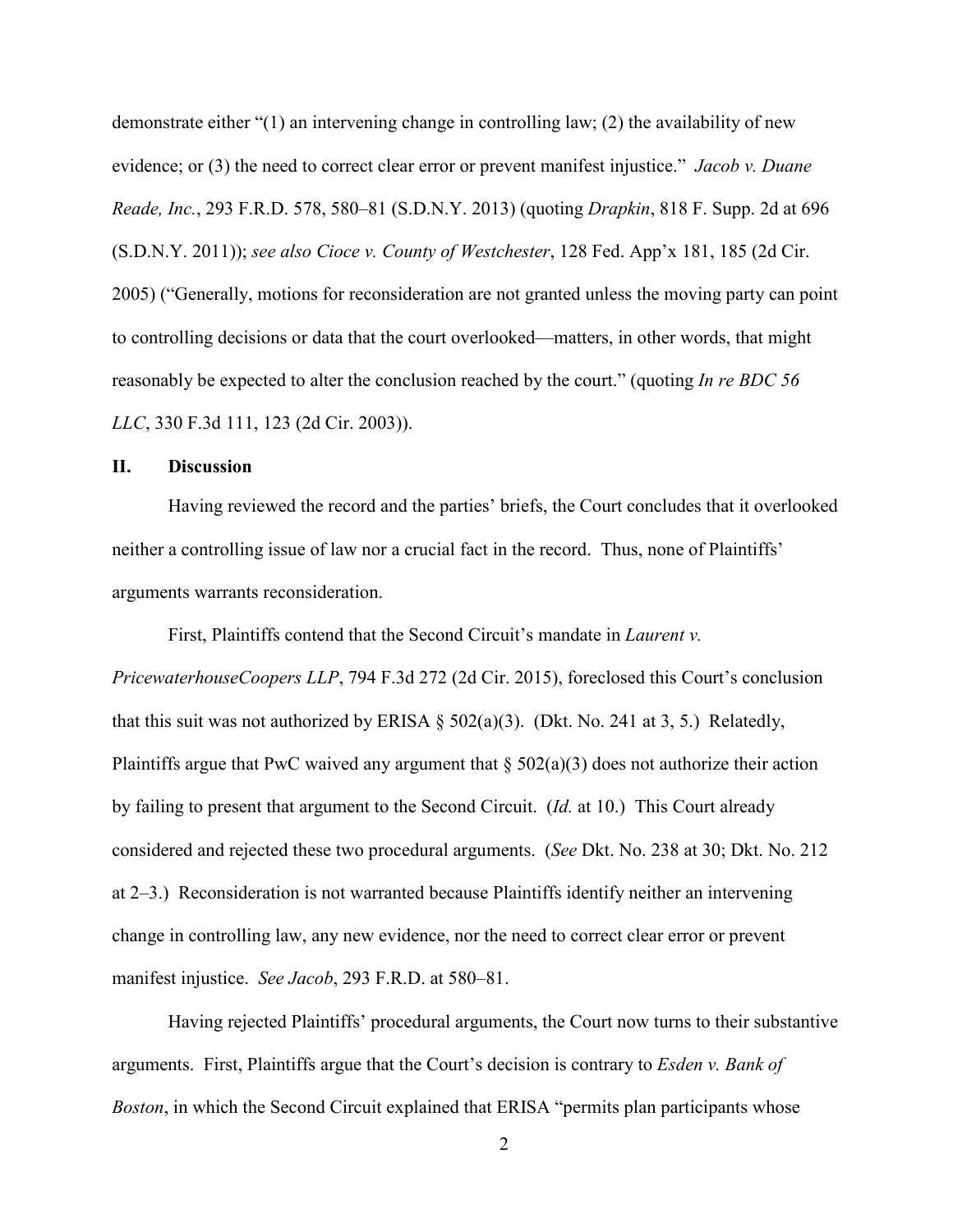demonstrate either "(1) an intervening change in controlling law; (2) the availability of new evidence; or (3) the need to correct clear error or prevent manifest injustice." *Jacob v. Duane Reade, Inc.*, 293 F.R.D. 578, 580–81 (S.D.N.Y. 2013) (quoting *Drapkin*, 818 F. Supp. 2d at 696 (S.D.N.Y. 2011)); *see also Cioce v. County of Westchester*, 128 Fed. App'x 181, 185 (2d Cir. 2005) ("Generally, motions for reconsideration are not granted unless the moving party can point to controlling decisions or data that the court overlooked—matters, in other words, that might reasonably be expected to alter the conclusion reached by the court." (quoting *In re BDC 56 LLC*, 330 F.3d 111, 123 (2d Cir. 2003)).

## II. Discussion

Having reviewed the record and the parties' briefs, the Court concludes that it overlooked neither a controlling issue of law nor a crucial fact in the record. Thus, none of Plaintiffs' arguments warrants reconsideration.

First, Plaintiffs contend that the Second Circuit's mandate in *Laurent v. PricewaterhouseCoopers LLP*, 794 F.3d 272 (2d Cir. 2015), foreclosed this Court's conclusion that this suit was not authorized by ERISA § 502(a)(3). (Dkt. No. 241 at 3, 5.) Relatedly, Plaintiffs argue that PwC waived any argument that § 502(a)(3) does not authorize their action by failing to present that argument to the Second Circuit. (*Id.* at 10.) This Court already considered and rejected these two procedural arguments. (*See* Dkt. No. 238 at 30; Dkt. No. 212 at 2–3.) Reconsideration is not warranted because Plaintiffs identify neither an intervening change in controlling law, any new evidence, nor the need to correct clear error or prevent manifest injustice. *See Jacob*, 293 F.R.D. at 580–81.

Having rejected Plaintiffs' procedural arguments, the Court now turns to their substantive arguments. First, Plaintiffs argue that the Court's decision is contrary to *Esden v. Bank of Boston*, in which the Second Circuit explained that ERISA "permits plan participants whose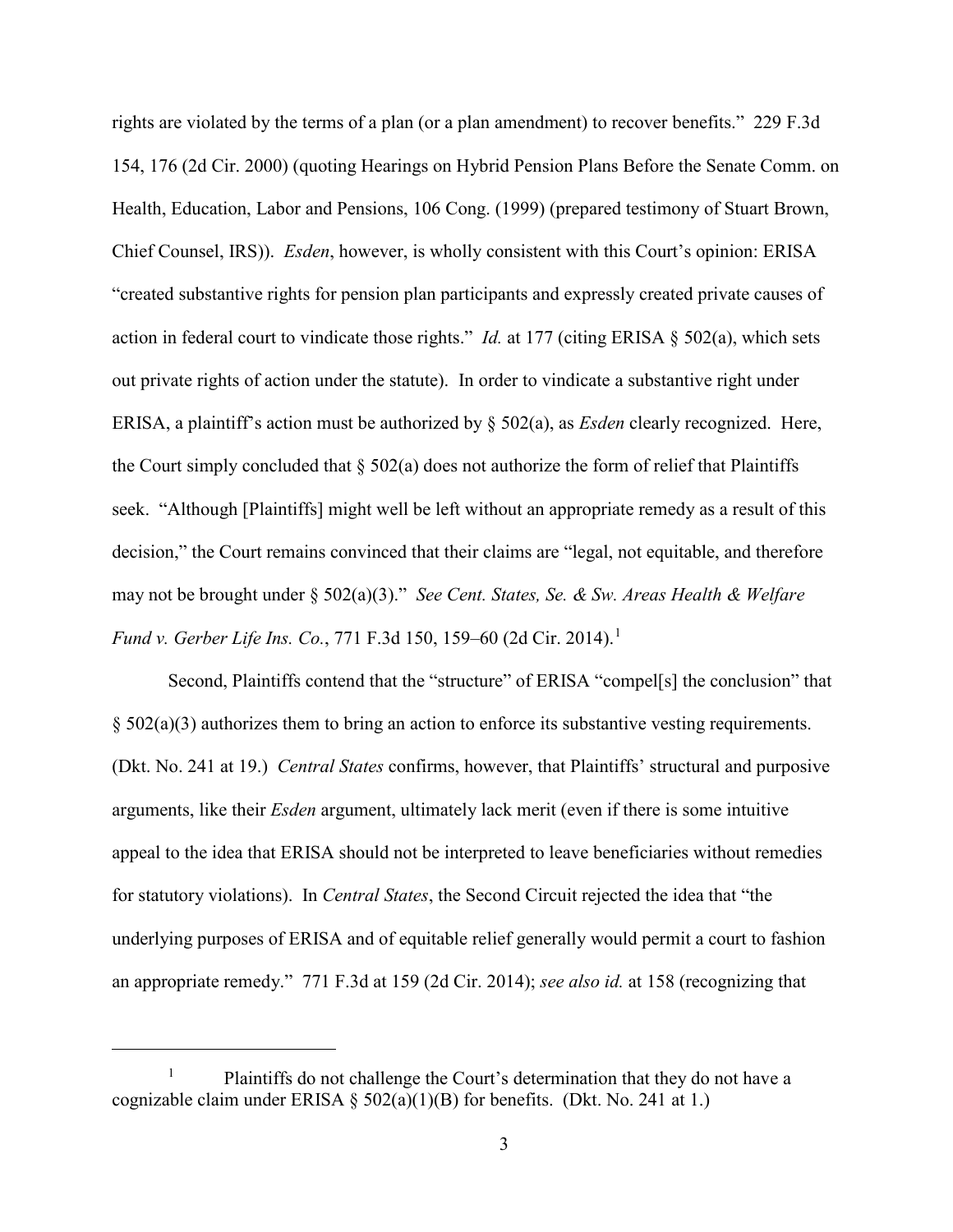rights are violated by the terms of a plan (or a plan amendment) to recover benefits." 229 F.3d 154, 176 (2d Cir. 2000) (quoting Hearings on Hybrid Pension Plans Before the Senate Comm. on Health, Education, Labor and Pensions, 106 Cong. (1999) (prepared testimony of Stuart Brown, Chief Counsel, IRS)). *Esden*, however, is wholly consistent with this Court's opinion: ERISA "created substantive rights for pension plan participants and expressly created private causes of action in federal court to vindicate those rights." *Id.* at 177 (citing ERISA § 502(a), which sets out private rights of action under the statute). In order to vindicate a substantive right under ERISA, a plaintiff's action must be authorized by § 502(a), as *Esden* clearly recognized. Here, the Court simply concluded that § 502(a) does not authorize the form of relief that Plaintiffs seek. "Although [Plaintiffs] might well be left without an appropriate remedy as a result of this decision," the Court remains convinced that their claims are "legal, not equitable, and therefore may not be brought under § 502(a)(3)." *See Cent. States, Se. & Sw. Areas Health & Welfare Fund v. Gerber Life Ins. Co.*, 771 F.3d 150, 159–60 (2d Cir. 2014).[1]

Second, Plaintiffs contend that the "structure" of ERISA "compel[s] the conclusion" that § 502(a)(3) authorizes them to bring an action to enforce its substantive vesting requirements. (Dkt. No. 241 at 19.) *Central States* confirms, however, that Plaintiffs' structural and purposive arguments, like their *Esden* argument, ultimately lack merit (even if there is some intuitive appeal to the idea that ERISA should not be interpreted to leave beneficiaries without remedies for statutory violations). In *Central States*, the Second Circuit rejected the idea that "the underlying purposes of ERISA and of equitable relief generally would permit a court to fashion an appropriate remedy." 771 F.3d at 159 (2d Cir. 2014); *see also id.* at 158 (recognizing that

---

[1] Plaintiffs do not challenge the Court's determination that they do not have a cognizable claim under ERISA § 502(a)(1)(B) for benefits. (Dkt. No. 241 at 1.)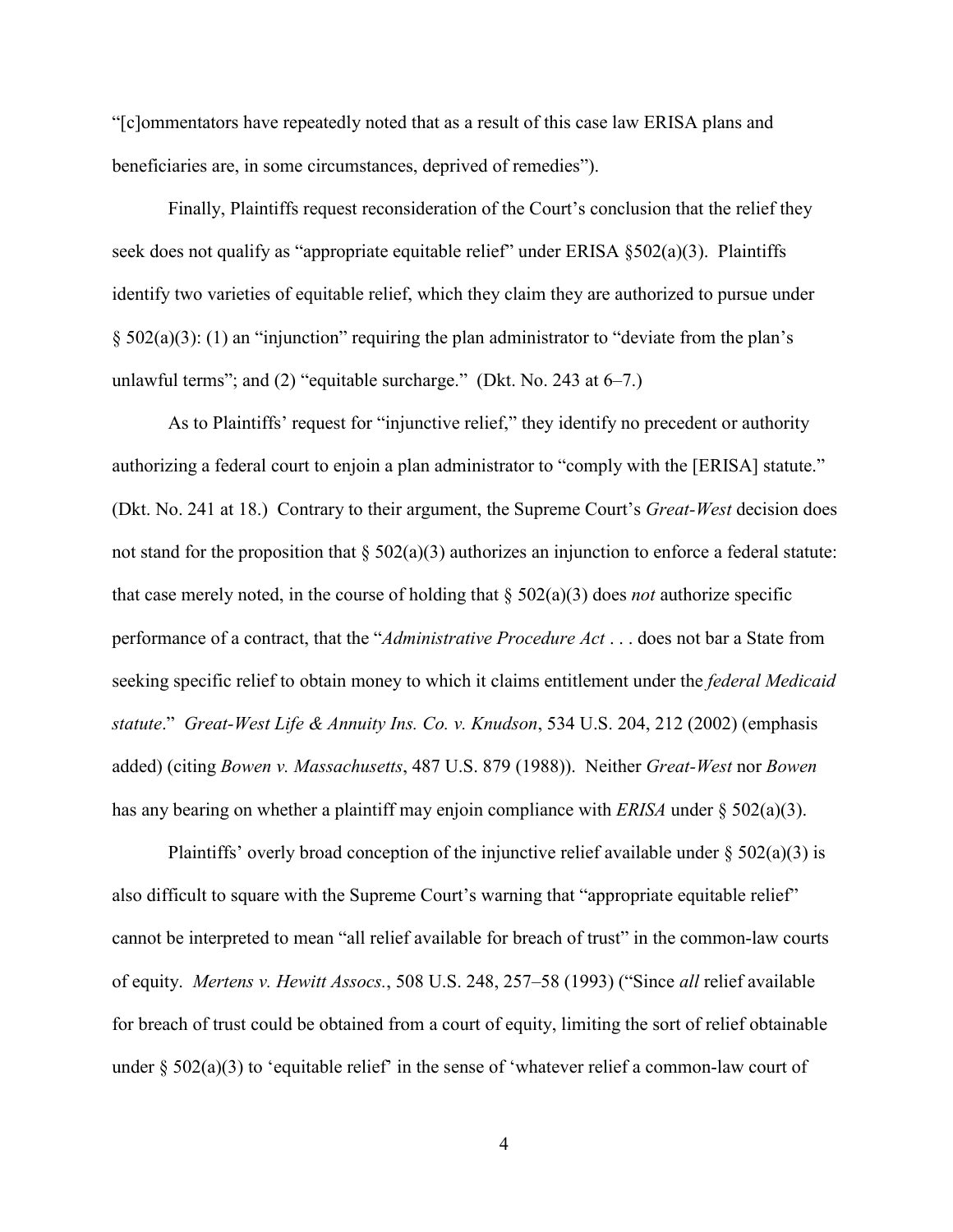"[c]ommentators have repeatedly noted that as a result of this case law ERISA plans and beneficiaries are, in some circumstances, deprived of remedies").

Finally, Plaintiffs request reconsideration of the Court's conclusion that the relief they seek does not qualify as "appropriate equitable relief" under ERISA §502(a)(3). Plaintiffs identify two varieties of equitable relief, which they claim they are authorized to pursue under § 502(a)(3): (1) an "injunction" requiring the plan administrator to "deviate from the plan's unlawful terms"; and (2) "equitable surcharge." (Dkt. No. 243 at 6–7.)

As to Plaintiffs' request for "injunctive relief," they identify no precedent or authority authorizing a federal court to enjoin a plan administrator to "comply with the [ERISA] statute." (Dkt. No. 241 at 18.) Contrary to their argument, the Supreme Court's *Great-West* decision does not stand for the proposition that § 502(a)(3) authorizes an injunction to enforce a federal statute: that case merely noted, in the course of holding that § 502(a)(3) does *not* authorize specific performance of a contract, that the "*Administrative Procedure Act* . . . does not bar a State from seeking specific relief to obtain money to which it claims entitlement under the *federal Medicaid statute*." *Great-West Life & Annuity Ins. Co. v. Knudson*, 534 U.S. 204, 212 (2002) (emphasis added) (citing *Bowen v. Massachusetts*, 487 U.S. 879 (1988)). Neither *Great-West* nor *Bowen* has any bearing on whether a plaintiff may enjoin compliance with *ERISA* under § 502(a)(3).

Plaintiffs' overly broad conception of the injunctive relief available under § 502(a)(3) is also difficult to square with the Supreme Court's warning that "appropriate equitable relief" cannot be interpreted to mean "all relief available for breach of trust" in the common-law courts of equity. *Mertens v. Hewitt Assocs.*, 508 U.S. 248, 257–58 (1993) ("Since *all* relief available for breach of trust could be obtained from a court of equity, limiting the sort of relief obtainable under § 502(a)(3) to 'equitable relief' in the sense of 'whatever relief a common-law court of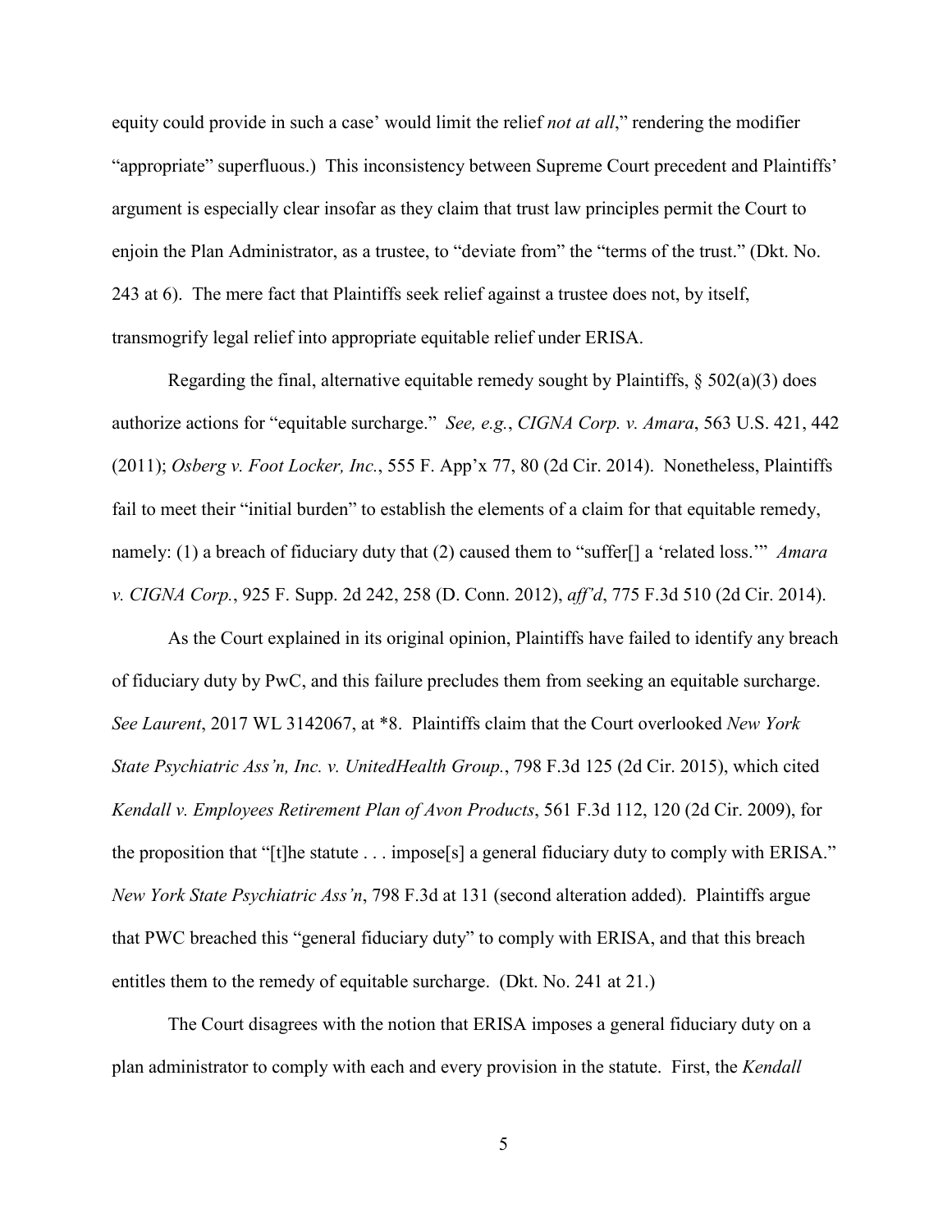equity could provide in such a case' would limit the relief *not at all*," rendering the modifier "appropriate" superfluous.) This inconsistency between Supreme Court precedent and Plaintiffs' argument is especially clear insofar as they claim that trust law principles permit the Court to enjoin the Plan Administrator, as a trustee, to "deviate from" the "terms of the trust." (Dkt. No. 243 at 6). The mere fact that Plaintiffs seek relief against a trustee does not, by itself, transmogrify legal relief into appropriate equitable relief under ERISA.

Regarding the final, alternative equitable remedy sought by Plaintiffs, § 502(a)(3) does authorize actions for "equitable surcharge." *See, e.g.*, *CIGNA Corp. v. Amara*, 563 U.S. 421, 442 (2011); *Osberg v. Foot Locker, Inc.*, 555 F. App'x 77, 80 (2d Cir. 2014). Nonetheless, Plaintiffs fail to meet their "initial burden" to establish the elements of a claim for that equitable remedy, namely: (1) a breach of fiduciary duty that (2) caused them to "suffer[] a 'related loss.'" *Amara v. CIGNA Corp.*, 925 F. Supp. 2d 242, 258 (D. Conn. 2012), *aff'd*, 775 F.3d 510 (2d Cir. 2014).

As the Court explained in its original opinion, Plaintiffs have failed to identify any breach of fiduciary duty by PwC, and this failure precludes them from seeking an equitable surcharge. *See Laurent*, 2017 WL 3142067, at *8. Plaintiffs claim that the Court overlooked *New York State Psychiatric Ass'n, Inc. v. UnitedHealth Group.*, 798 F.3d 125 (2d Cir. 2015), which cited *Kendall v. Employees Retirement Plan of Avon Products*, 561 F.3d 112, 120 (2d Cir. 2009), for the proposition that "[t]he statute . . . impose[s] a general fiduciary duty to comply with ERISA." *New York State Psychiatric Ass'n*, 798 F.3d at 131 (second alteration added). Plaintiffs argue that PWC breached this "general fiduciary duty" to comply with ERISA, and that this breach entitles them to the remedy of equitable surcharge. (Dkt. No. 241 at 21.)

The Court disagrees with the notion that ERISA imposes a general fiduciary duty on a plan administrator to comply with each and every provision in the statute. First, the *Kendall*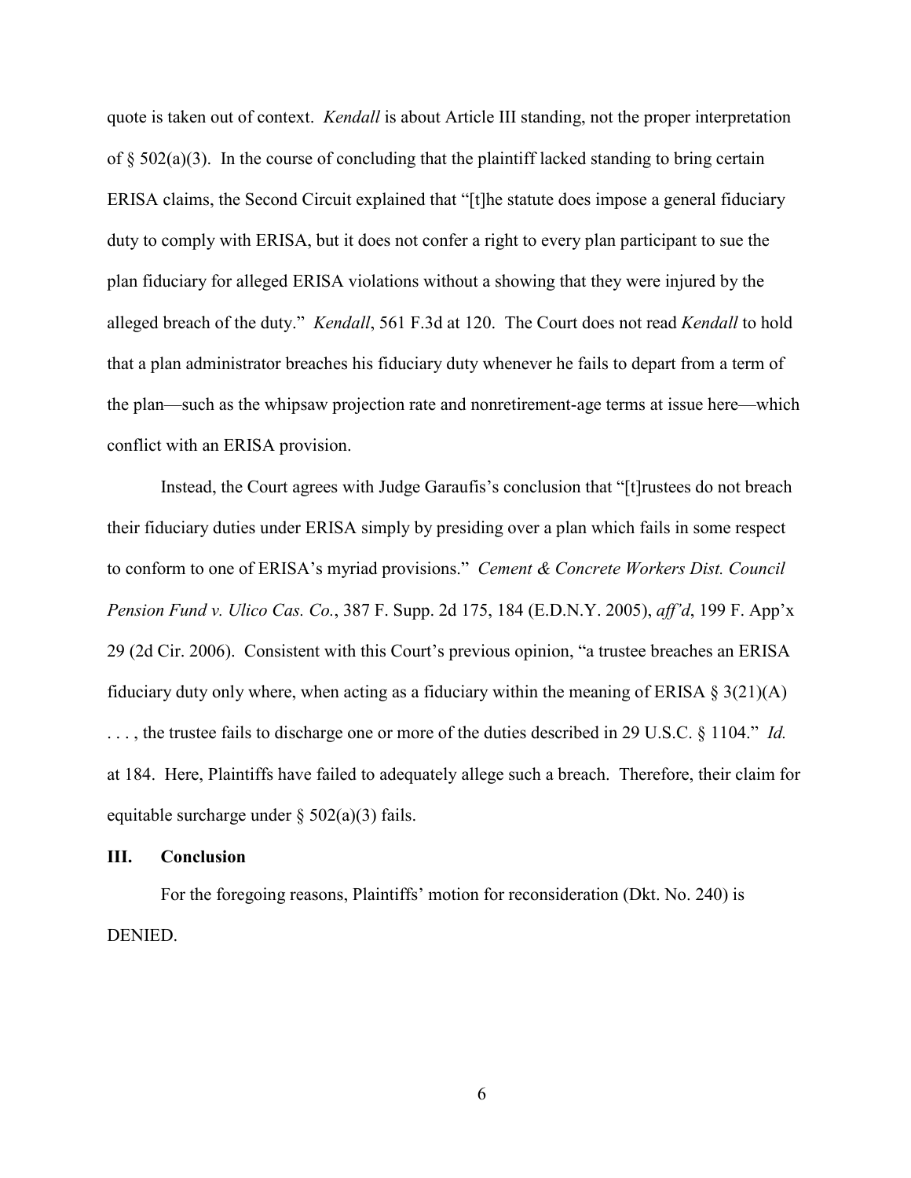quote is taken out of context. *Kendall* is about Article III standing, not the proper interpretation of § 502(a)(3). In the course of concluding that the plaintiff lacked standing to bring certain ERISA claims, the Second Circuit explained that "[t]he statute does impose a general fiduciary duty to comply with ERISA, but it does not confer a right to every plan participant to sue the plan fiduciary for alleged ERISA violations without a showing that they were injured by the alleged breach of the duty." *Kendall*, 561 F.3d at 120. The Court does not read *Kendall* to hold that a plan administrator breaches his fiduciary duty whenever he fails to depart from a term of the plan—such as the whipsaw projection rate and nonretirement-age terms at issue here—which conflict with an ERISA provision.

Instead, the Court agrees with Judge Garaufis's conclusion that "[t]rustees do not breach their fiduciary duties under ERISA simply by presiding over a plan which fails in some respect to conform to one of ERISA's myriad provisions." *Cement & Concrete Workers Dist. Council Pension Fund v. Ulico Cas. Co.*, 387 F. Supp. 2d 175, 184 (E.D.N.Y. 2005), *aff'd*, 199 F. App'x 29 (2d Cir. 2006). Consistent with this Court's previous opinion, "a trustee breaches an ERISA fiduciary duty only where, when acting as a fiduciary within the meaning of ERISA § 3(21)(A) . . . , the trustee fails to discharge one or more of the duties described in 29 U.S.C. § 1104." *Id.* at 184. Here, Plaintiffs have failed to adequately allege such a breach. Therefore, their claim for equitable surcharge under § 502(a)(3) fails.

## III. Conclusion

For the foregoing reasons, Plaintiffs' motion for reconsideration (Dkt. No. 240) is DENIED.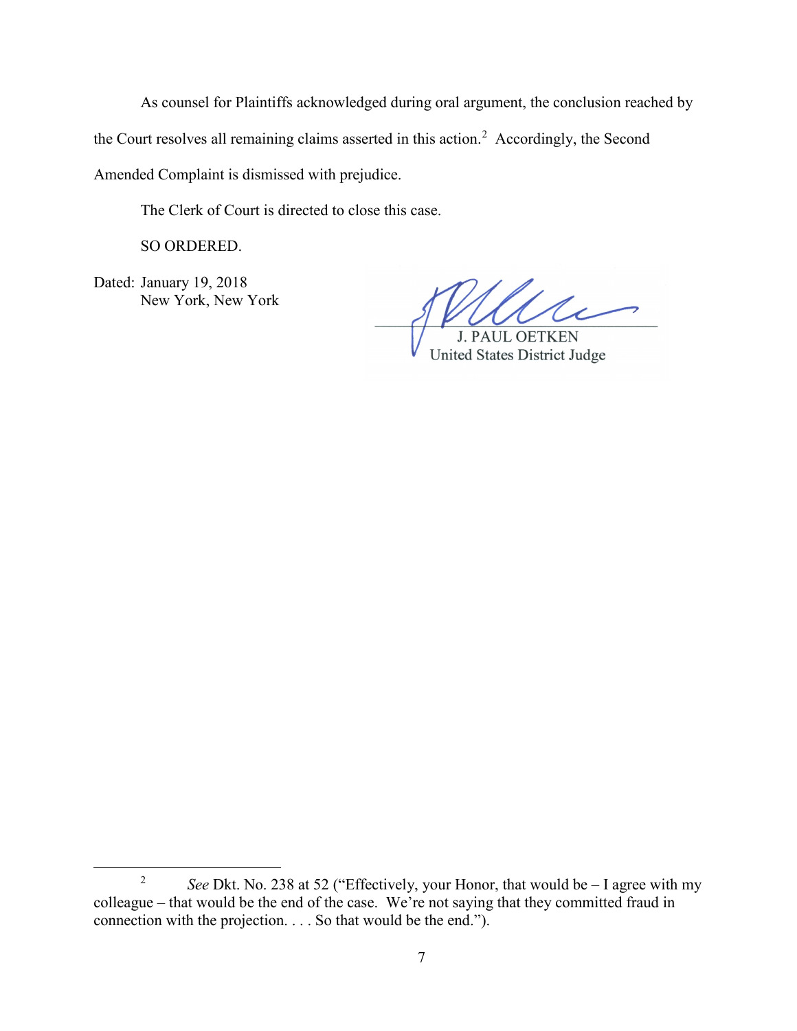As counsel for Plaintiffs acknowledged during oral argument, the conclusion reached by the Court resolves all remaining claims asserted in this action.[2] Accordingly, the Second Amended Complaint is dismissed with prejudice.

The Clerk of Court is directed to close this case.

SO ORDERED.

Dated: January 19, 2018
New York, New York

J. PAUL OETKEN
United States District Judge

[2] *See* Dkt. No. 238 at 52 ("Effectively, your Honor, that would be – I agree with my colleague – that would be the end of the case. We're not saying that they committed fraud in connection with the projection. . . . So that would be the end.").